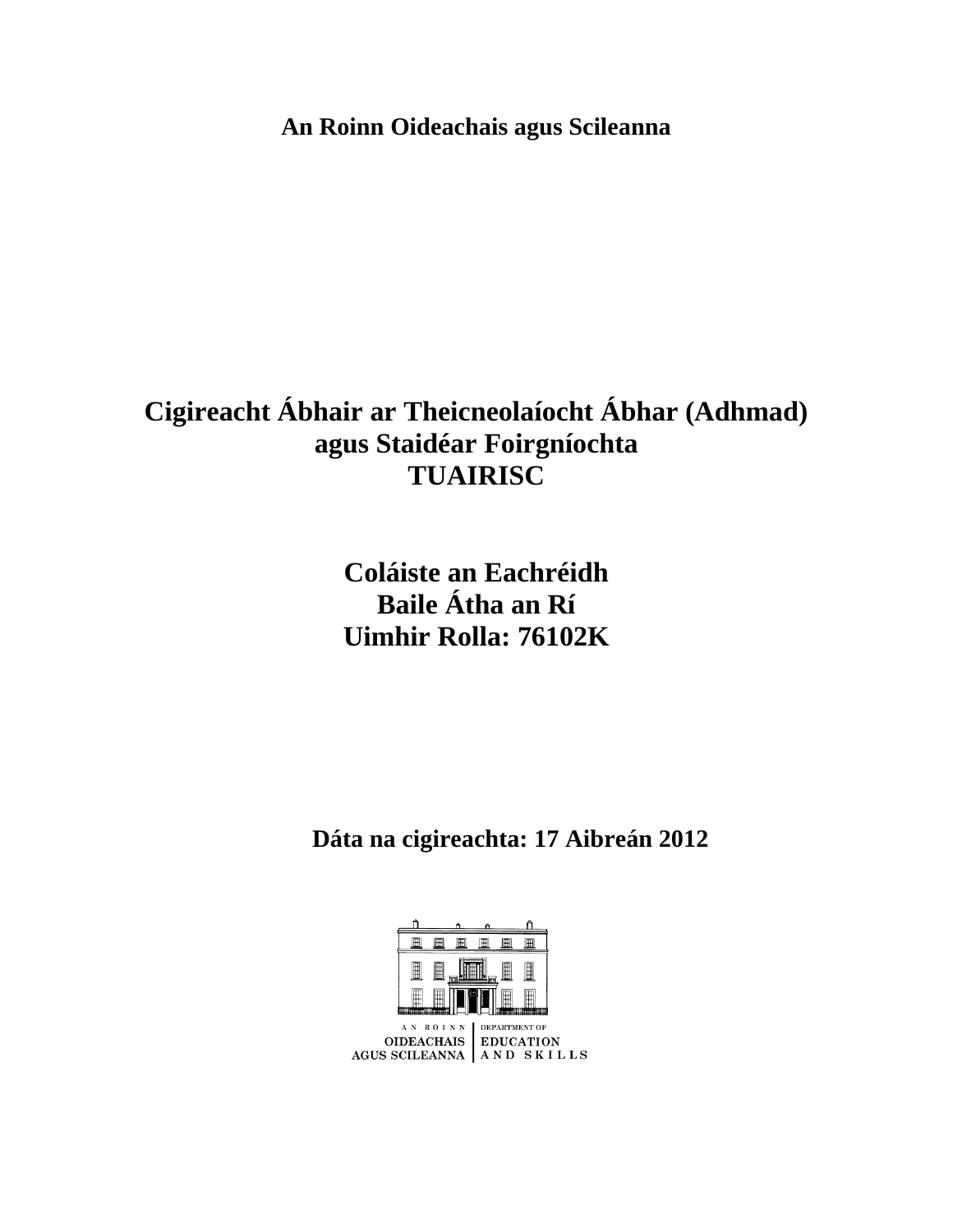**An Roinn Oideachais agus Scileanna**

# Cigireacht Ábhair ar Theicneolaíocht Ábhar (Adhmad) agus Staidéar Foirgníochta
# TUAIRISC

## Coláiste an Eachréidh
## Baile Átha an Rí
## Uimhir Rolla: 76102K

**Dáta na cigireachta: 17 Aibreán 2012**

AN ROINN OIDEACHAIS AGUS SCILEANNA | DEPARTMENT OF EDUCATION AND SKILLS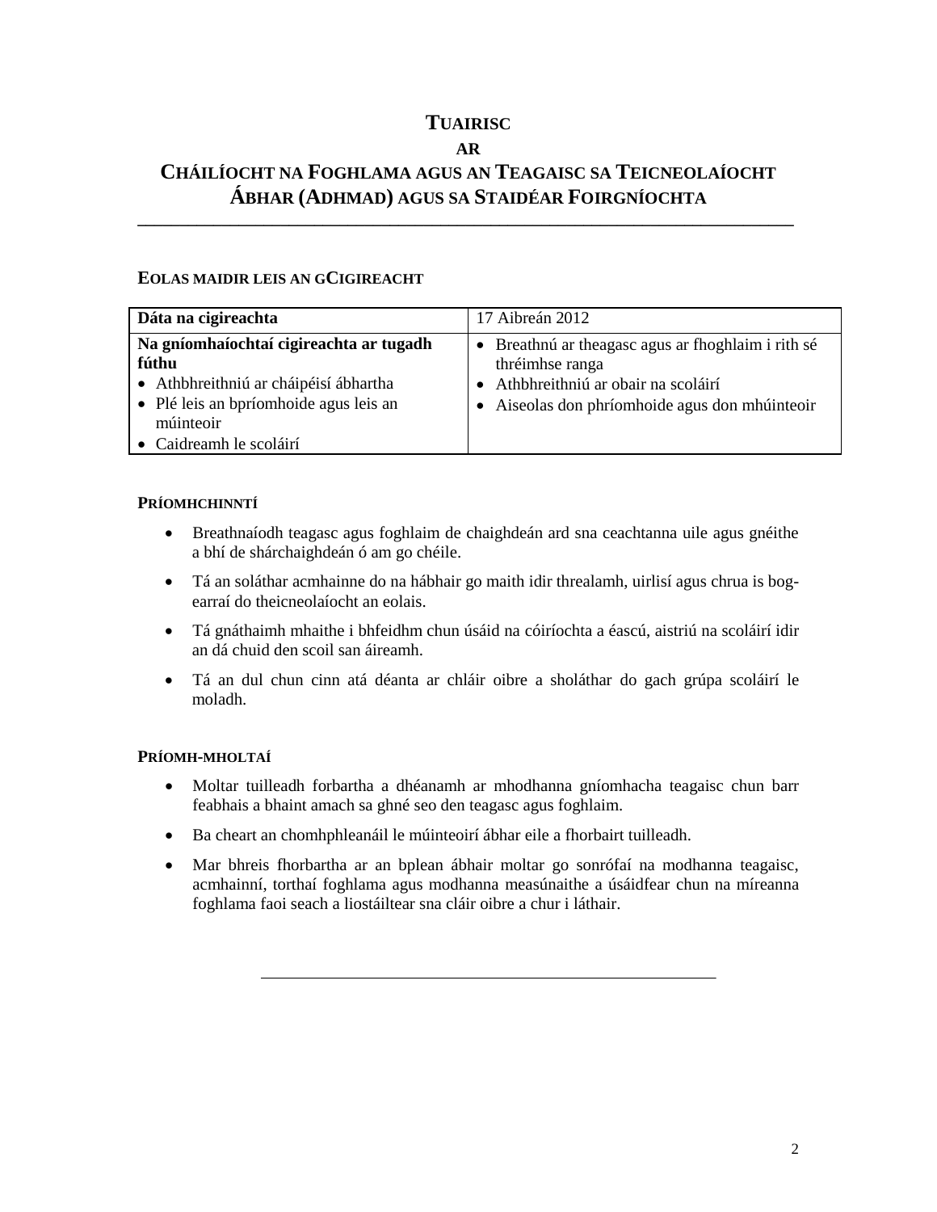# TUAIRISC
## AR
## CHÁILÍOCHT NA FOGHLAMA AGUS AN TEAGAISC SA TEICNEOLAÍOCHT ÁBHAR (ADHMAD) AGUS SA STAIDÉAR FOIRGNÍOCHTA

---

### EOLAS MAIDIR LEIS AN GCIGIREACHT

| **Dáta na cigireachta** | 17 Aibreán 2012 |
|---|---|
| **Na gníomhaíochtaí cigireachta ar tugadh fúthu**<br>• Athbhreithniú ar cháipéisí ábhartha<br>• Plé leis an bpríomhoide agus leis an múinteoir<br>• Caidreamh le scoláirí | • Breathnú ar theagasc agus ar fhoghlaim i rith sé thréimhse ranga<br>• Athbhreithniú ar obair na scoláirí<br>• Aiseolas don phríomhoide agus don mhúinteoir |

### PRÍOMHCHINNTÍ

- Breathnaíodh teagasc agus foghlaim de chaighdeán ard sna ceachtanna uile agus gnéithe a bhí de shárchaighdeán ó am go chéile.
- Tá an soláthar acmhainne do na hábhair go maith idir threalamh, uirlisí agus chrua is bog-earraí do theicneolaíocht an eolais.
- Tá gnáthaimh mhaithe i bhfeidhm chun úsáid na cóiríochta a éascú, aistriú na scoláirí idir an dá chuid den scoil san áireamh.
- Tá an dul chun cinn atá déanta ar chláir oibre a sholáthar do gach grúpa scoláirí le moladh.

### PRÍOMH-MHOLTAÍ

- Moltar tuilleadh forbartha a dhéanamh ar mhodhanna gníomhacha teagaisc chun barr feabhais a bhaint amach sa ghné seo den teagasc agus foghlaim.
- Ba cheart an chomhphleanáil le múinteoirí ábhar eile a fhorbairt tuilleadh.
- Mar bhreis fhorbartha ar an bplean ábhair moltar go sonrófaí na modhanna teagaisc, acmhainní, torthaí foghlama agus modhanna measúnaithe a úsáidfear chun na míreanna foghlama faoi seach a liostáiltear sna cláir oibre a chur i láthair.

---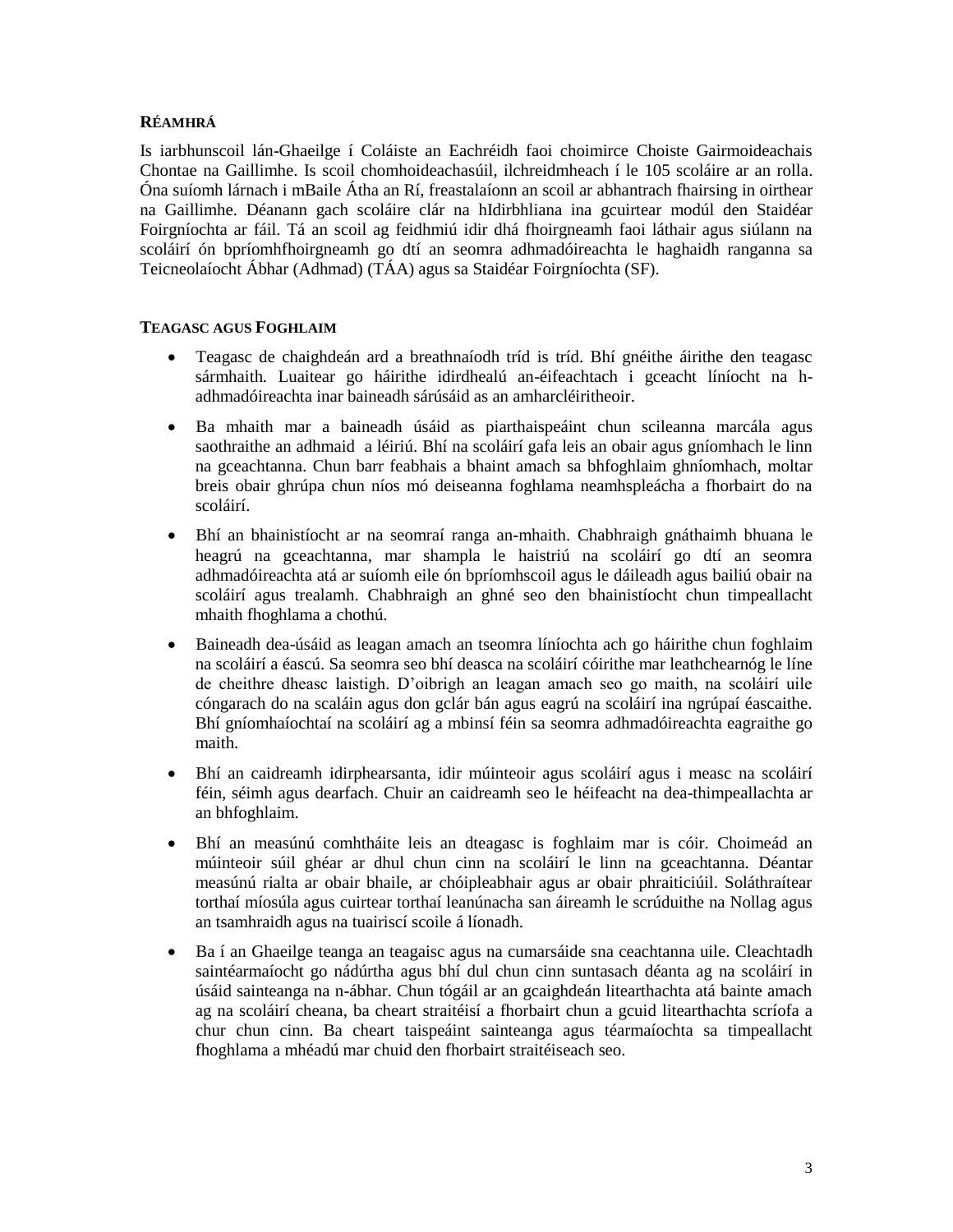## RÉAMHRÁ

Is iarbhunscoil lán-Ghaeilge í Coláiste an Eachréidh faoi choimirce Choiste Gairmoideachais Chontae na Gaillimhe. Is scoil chomhoideachasúil, ilchreidmheach í le 105 scoláire ar an rolla. Óna suíomh lárnach i mBaile Átha an Rí, freastalaíonn an scoil ar abhantrach fhairsing in oirthear na Gaillimhe. Déanann gach scoláire clár na hIdirbhliana ina gcuirtear modúl den Staidéar Foirgníochta ar fáil. Tá an scoil ag feidhmiú idir dhá fhoirgneamh faoi láthair agus siúlann na scoláirí ón bpríomhfhoirgneamh go dtí an seomra adhmadóireachta le haghaidh ranganna sa Teicneolaíocht Ábhar (Adhmad) (TÁA) agus sa Staidéar Foirgníochta (SF).

## TEAGASC AGUS FOGHLAIM

- Teagasc de chaighdeán ard a breathnaíodh tríd is tríd. Bhí gnéithe áirithe den teagasc sármhaith. Luaitear go háirithe idirdhealú an-éifeachtach i gceacht líníocht na h-adhmadóireachta inar baineadh sárúsáid as an amharcléiritheoir.
- Ba mhaith mar a baineadh úsáid as piarthaispeáint chun scileanna marcála agus saothraithe an adhmaid a léiriú. Bhí na scoláirí gafa leis an obair agus gníomhach le linn na gceachtanna. Chun barr feabhais a bhaint amach sa bhfoghlaim ghníomhach, moltar breis obair ghrúpa chun níos mó deiseanna foghlama neamhspleácha a fhorbairt do na scoláirí.
- Bhí an bhainistíocht ar na seomraí ranga an-mhaith. Chabhraigh gnáthaimh bhuana le heagrú na gceachtanna, mar shampla le haistriú na scoláirí go dtí an seomra adhmadóireachta atá ar suíomh eile ón bpríomhscoil agus le dáileadh agus bailiú obair na scoláirí agus trealamh. Chabhraigh an ghné seo den bhainistíocht chun timpeallacht mhaith fhoghlama a chothú.
- Baineadh dea-úsáid as leagan amach an tseomra líníochta ach go háirithe chun foghlaim na scoláirí a éascú. Sa seomra seo bhí deasca na scoláirí cóirithe mar leathchearnóg le líne de cheithre dheasc laistigh. D'oibrigh an leagan amach seo go maith, na scoláirí uile cóngarach do na scaláin agus don gclár bán agus eagrú na scoláirí ina ngrúpaí éascaithe. Bhí gníomhaíochtaí na scoláirí ag a mbinsí féin sa seomra adhmadóireachta eagraithe go maith.
- Bhí an caidreamh idirphearsanta, idir múinteoir agus scoláirí agus i measc na scoláirí féin, séimh agus dearfach. Chuir an caidreamh seo le héifeacht na dea-thimpeallachta ar an bhfoghlaim.
- Bhí an measúnú comhtháite leis an dteagasc is foghlaim mar is cóir. Choimeád an múinteoir súil ghéar ar dhul chun cinn na scoláirí le linn na gceachtanna. Déantar measúnú rialta ar obair bhaile, ar chóipleabhair agus ar obair phraiticiúil. Soláthraítear torthaí míosúla agus cuirtear torthaí leanúnacha san áireamh le scrúduithe na Nollag agus an tsamhraidh agus na tuairiscí scoile á líonadh.
- Ba í an Ghaeilge teanga an teagaisc agus na cumarsáide sna ceachtanna uile. Cleachtadh saintéarmaíocht go nádúrtha agus bhí dul chun cinn suntasach déanta ag na scoláirí in úsáid sainteanga na n-ábhar. Chun tógáil ar an gcaighdeán litearthachta atá bainte amach ag na scoláirí cheana, ba cheart straitéisí a fhorbairt chun a gcuid litearthachta scríofa a chur chun cinn. Ba cheart taispeáint sainteanga agus téarmaíochta sa timpeallacht fhoghlama a mhéadú mar chuid den fhorbairt straitéiseach seo.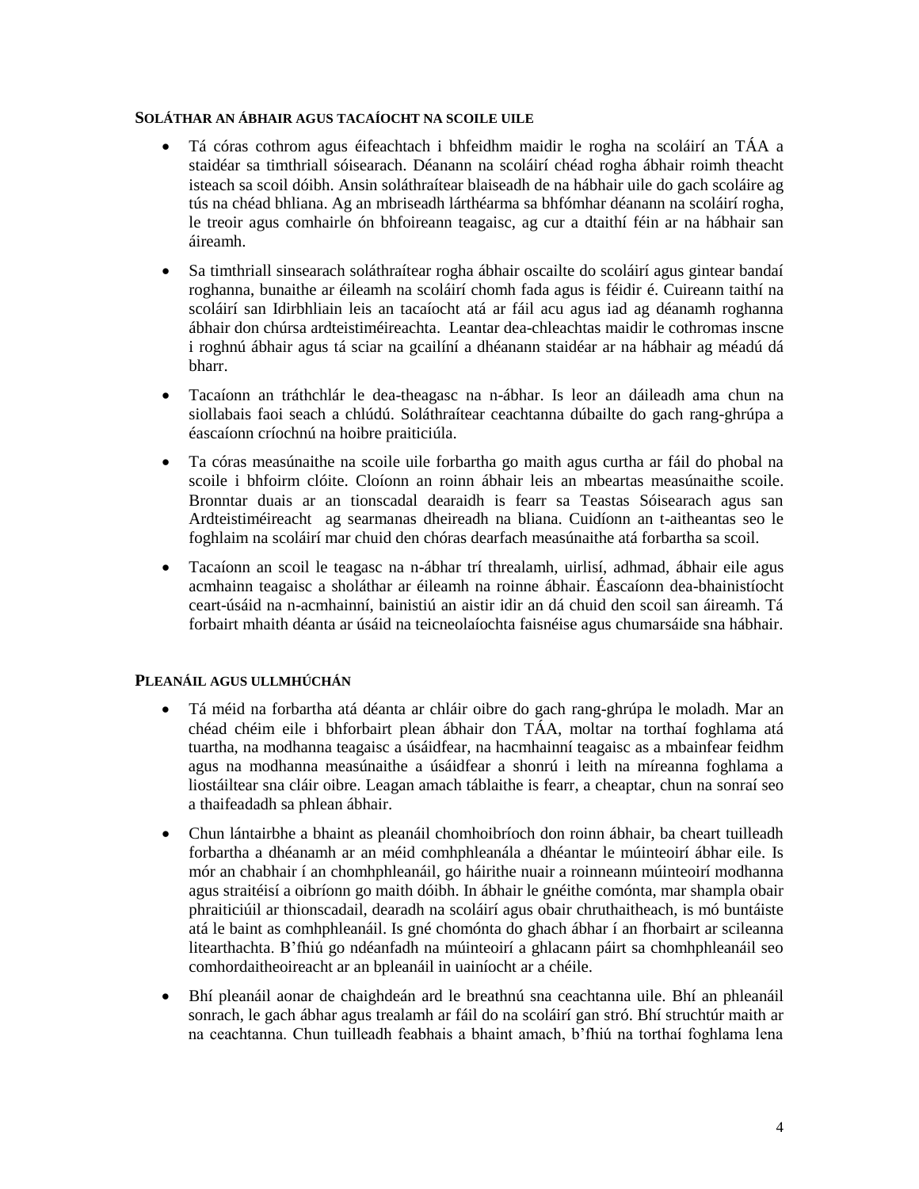## SOLÁTHAR AN ÁBHAIR AGUS TACAÍOCHT NA SCOILE UILE

- Tá córas cothrom agus éifeachtach i bhfeidhm maidir le rogha na scoláirí an TÁA a staidéar sa timthriall sóisearach. Déanann na scoláirí chéad rogha ábhair roimh theacht isteach sa scoil dóibh. Ansin soláthraítear blaiseadh de na hábhair uile do gach scoláire ag tús na chéad bhliana. Ag an mbriseadh lárthéarma sa bhfómhar déanann na scoláirí rogha, le treoir agus comhairle ón bhfoireann teagaisc, ag cur a dtaithí féin ar na hábhair san áireamh.
- Sa timthriall sinsearach soláthraítear rogha ábhair oscailte do scoláirí agus gintear bandaí roghanna, bunaithe ar éileamh na scoláirí chomh fada agus is féidir é. Cuireann taithí na scoláirí san Idirbhliain leis an tacaíocht atá ar fáil acu agus iad ag déanamh roghanna ábhair don chúrsa ardteistiméireachta. Leantar dea-chleachtas maidir le cothromas inscne i roghnú ábhair agus tá sciar na gcailíní a dhéanann staidéar ar na hábhair ag méadú dá bharr.
- Tacaíonn an tráthchlár le dea-theagasc na n-ábhar. Is leor an dáileadh ama chun na siollabais faoi seach a chlúdú. Soláthraítear ceachtanna dúbailte do gach rang-ghrúpa a éascaíonn críochnú na hoibre praiticiúla.
- Ta córas measúnaithe na scoile uile forbartha go maith agus curtha ar fáil do phobal na scoile i bhfoirm clóite. Cloíonn an roinn ábhair leis an mbeartas measúnaithe scoile. Bronntar duais ar an tionscadal dearaidh is fearr sa Teastas Sóisearach agus san Ardteistiméireacht ag searmanas dheireadh na bliana. Cuidíonn an t-aitheantas seo le foghlaim na scoláirí mar chuid den chóras dearfach measúnaithe atá forbartha sa scoil.
- Tacaíonn an scoil le teagasc na n-ábhar trí threalamh, uirlisí, adhmad, ábhair eile agus acmhainn teagaisc a sholáthar ar éileamh na roinne ábhair. Éascaíonn dea-bhainistíocht ceart-úsáid na n-acmhainní, bainistiú an aistir idir an dá chuid den scoil san áireamh. Tá forbairt mhaith déanta ar úsáid na teicneolaíochta faisnéise agus chumarsáide sna hábhair.

## PLEANÁIL AGUS ULLMHÚCHÁN

- Tá méid na forbartha atá déanta ar chláir oibre do gach rang-ghrúpa le moladh. Mar an chéad chéim eile i bhforbairt plean ábhair don TÁA, moltar na torthaí foghlama atá tuartha, na modhanna teagaisc a úsáidfear, na hacmhainní teagaisc as a mbainfear feidhm agus na modhanna measúnaithe a úsáidfear a shonrú i leith na míreanna foghlama a liostáiltear sna cláir oibre. Leagan amach táblaithe is fearr, a cheaptar, chun na sonraí seo a thaifeadadh sa phlean ábhair.
- Chun lántairbhe a bhaint as pleanáil chomhoibríoch don roinn ábhair, ba cheart tuilleadh forbartha a dhéanamh ar an méid comhphleanála a dhéantar le múinteoirí ábhar eile. Is mór an chabhair í an chomhphleanáil, go háirithe nuair a roinneann múinteoirí modhanna agus straitéisí a oibríonn go maith dóibh. In ábhair le gnéithe comónta, mar shampla obair phraiticiúil ar thionscadail, dearadh na scoláirí agus obair chruthaitheach, is mó buntáiste atá le baint as comhphleanáil. Is gné chomónta do ghach ábhar í an fhorbairt ar scileanna litearthachta. B'fhiú go ndéanfadh na múinteoirí a ghlacann páirt sa chomhphleanáil seo comhordaitheoireacht ar an bpleanáil in uainíocht ar a chéile.
- Bhí pleanáil aonar de chaighdeán ard le breathnú sna ceachtanna uile. Bhí an phleanáil sonrach, le gach ábhar agus trealamh ar fáil do na scoláirí gan stró. Bhí struchtúr maith ar na ceachtanna. Chun tuilleadh feabhais a bhaint amach, b'fhiú na torthaí foghlama lena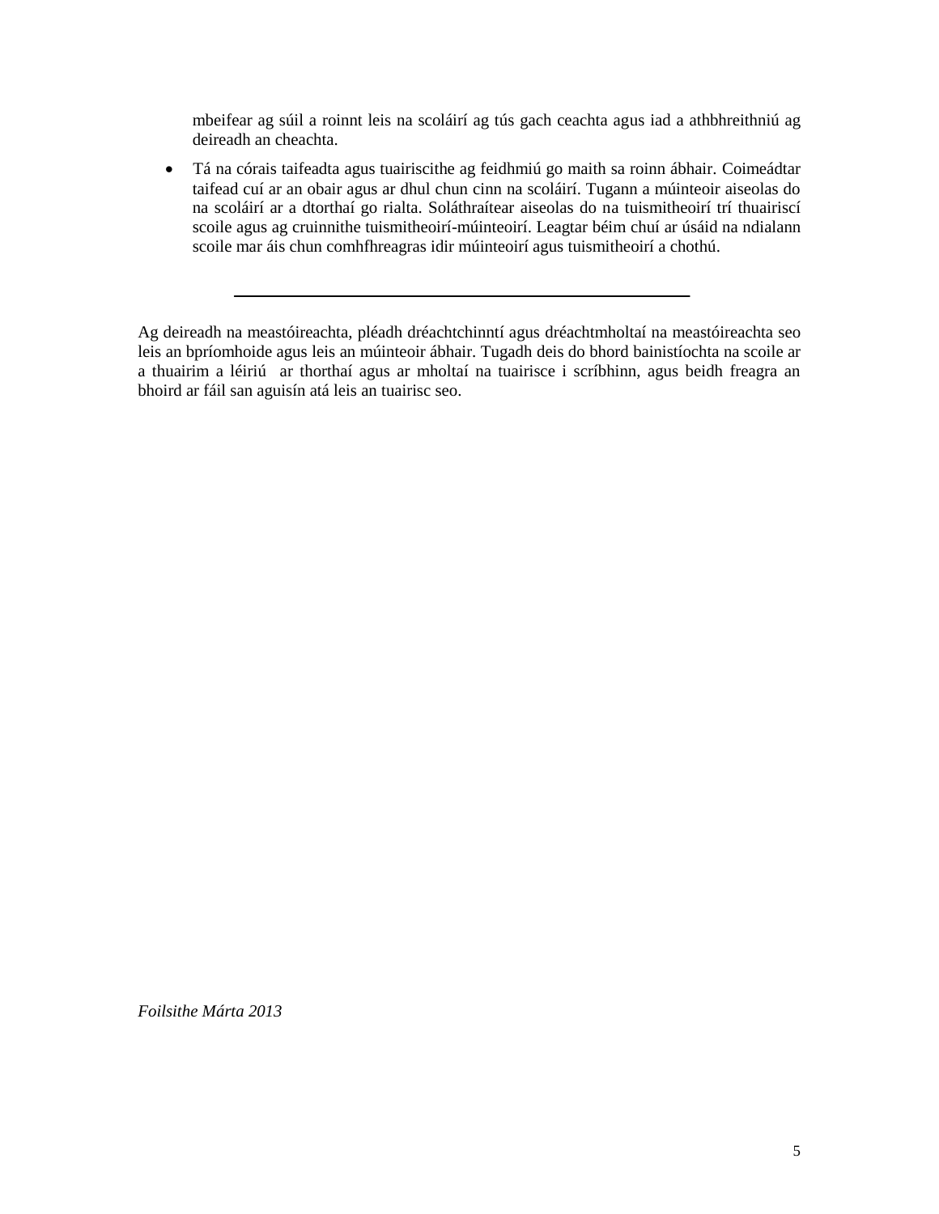mbeifear ag súil a roinnt leis na scoláirí ag tús gach ceachta agus iad a athbhreithniú ag deireadh an cheachta.

- Tá na córais taifeadta agus tuairiscithe ag feidhmiú go maith sa roinn ábhair. Coimeádtar taifead cuí ar an obair agus ar dhul chun cinn na scoláirí. Tugann a múinteoir aiseolas do na scoláirí ar a dtorthaí go rialta. Soláthraítear aiseolas do na tuismitheoirí trí thuairiscí scoile agus ag cruinnithe tuismitheoirí-múinteoirí. Leagtar béim chuí ar úsáid na ndialann scoile mar áis chun comhfhreagras idir múinteoirí agus tuismitheoirí a chothú.

---

Ag deireadh na meastóireachta, pléadh dréachtchinntí agus dréachtmholtaí na meastóireachta seo leis an bpríomhoide agus leis an múinteoir ábhair. Tugadh deis do bhord bainistíochta na scoile ar a thuairim a léiriú ar thorthaí agus ar mholtaí na tuairisce i scríbhinn, agus beidh freagra an bhoird ar fáil san aguisín atá leis an tuairisc seo.

*Foilsithe Márta 2013*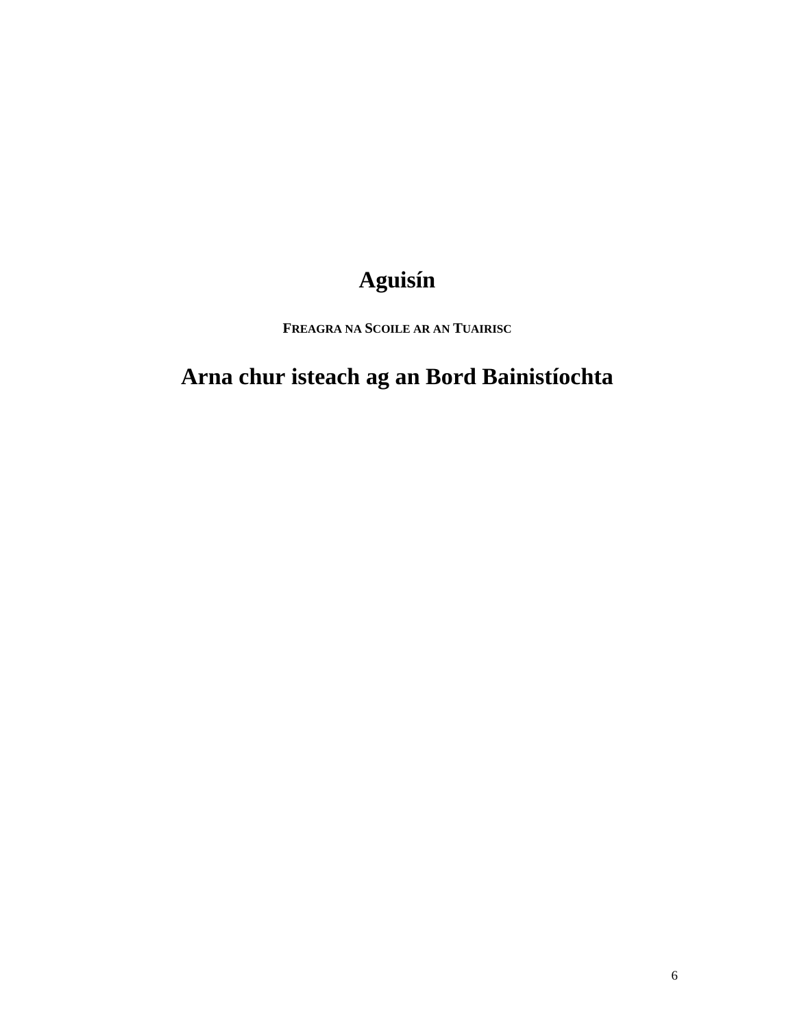# Aguisín

**FREAGRA NA SCOILE AR AN TUAIRISC**

# Arna chur isteach ag an Bord Bainistíochta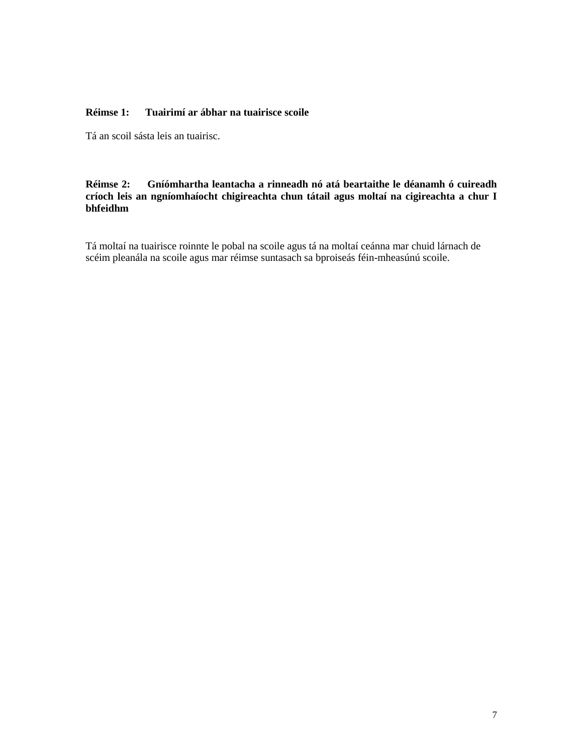**Réimse 1: Tuairimí ar ábhar na tuairisce scoile**

Tá an scoil sásta leis an tuairisc.

**Réimse 2: Gníómhartha leantacha a rinneadh nó atá beartaithe le déanamh ó cuireadh críoch leis an ngníomhaíocht chigireachta chun tátail agus moltaí na cigireachta a chur I bhfeidhm**

Tá moltaí na tuairisce roinnte le pobal na scoile agus tá na moltaí ceánna mar chuid lárnach de scéim pleanála na scoile agus mar réimse suntasach sa bproiseás féin-mheasúnú scoile.